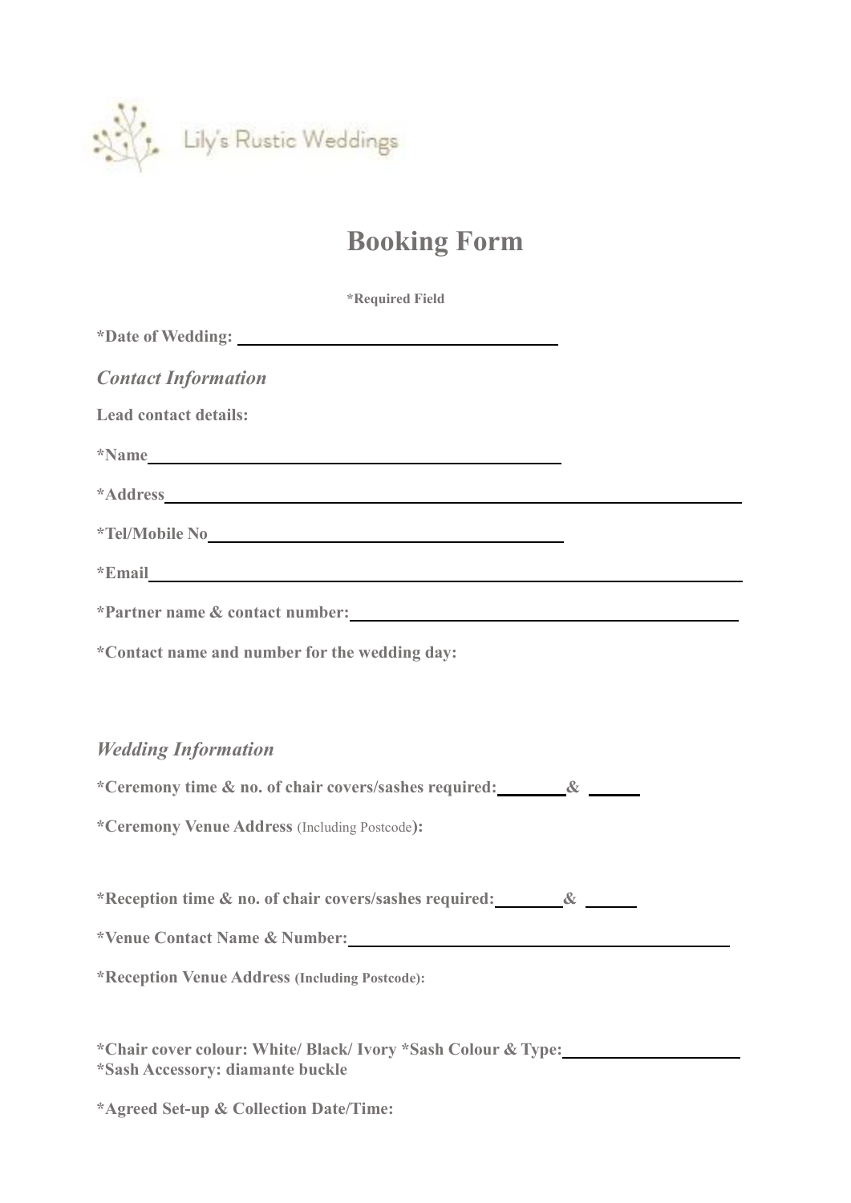Lily's Rustic Weddings

# Booking Form

**\*Required Field**

**\*Date of Wedding:** ______________________________

## *Contact Information*

**Lead contact details:**

**\*Name** ______________________________

**\*Address** ______________________________

**\*Tel/Mobile No** ______________________________

**\*Email** ______________________________

**\*Partner name & contact number:** ______________________________

**\*Contact name and number for the wedding day:**

## *Wedding Information*

**\*Ceremony time & no. of chair covers/sashes required:** ________ & ______

**\*Ceremony Venue Address** (Including Postcode)**:**

**\*Reception time & no. of chair covers/sashes required:** ________ & ______

**\*Venue Contact Name & Number:** ______________________________

**\*Reception Venue Address (Including Postcode):**

**\*Chair cover colour: White/ Black/ Ivory \*Sash Colour & Type:** ____________________
**\*Sash Accessory: diamante buckle**

**\*Agreed Set-up & Collection Date/Time:**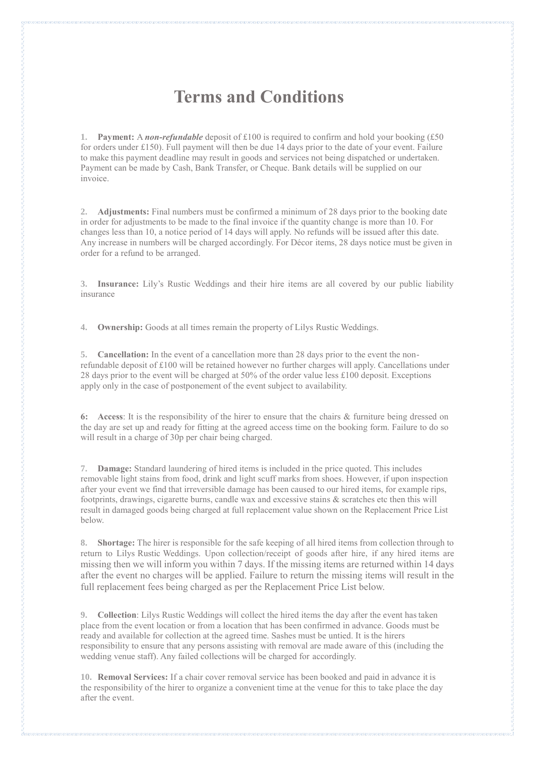# Terms and Conditions

1. **Payment:** A ***non-refundable*** deposit of £100 is required to confirm and hold your booking (£50 for orders under £150). Full payment will then be due 14 days prior to the date of your event. Failure to make this payment deadline may result in goods and services not being dispatched or undertaken. Payment can be made by Cash, Bank Transfer, or Cheque. Bank details will be supplied on our invoice.

2. **Adjustments:** Final numbers must be confirmed a minimum of 28 days prior to the booking date in order for adjustments to be made to the final invoice if the quantity change is more than 10. For changes less than 10, a notice period of 14 days will apply. No refunds will be issued after this date. Any increase in numbers will be charged accordingly. For Décor items, 28 days notice must be given in order for a refund to be arranged.

3. **Insurance:** Lily's Rustic Weddings and their hire items are all covered by our public liability insurance

4. **Ownership:** Goods at all times remain the property of Lilys Rustic Weddings.

5. **Cancellation:** In the event of a cancellation more than 28 days prior to the event the non-refundable deposit of £100 will be retained however no further charges will apply. Cancellations under 28 days prior to the event will be charged at 50% of the order value less £100 deposit. Exceptions apply only in the case of postponement of the event subject to availability.

6: **Access**: It is the responsibility of the hirer to ensure that the chairs & furniture being dressed on the day are set up and ready for fitting at the agreed access time on the booking form. Failure to do so will result in a charge of 30p per chair being charged.

7. **Damage:** Standard laundering of hired items is included in the price quoted. This includes removable light stains from food, drink and light scuff marks from shoes. However, if upon inspection after your event we find that irreversible damage has been caused to our hired items, for example rips, footprints, drawings, cigarette burns, candle wax and excessive stains & scratches etc then this will result in damaged goods being charged at full replacement value shown on the Replacement Price List below.

8. **Shortage:** The hirer is responsible for the safe keeping of all hired items from collection through to return to Lilys Rustic Weddings. Upon collection/receipt of goods after hire, if any hired items are missing then we will inform you within 7 days. If the missing items are returned within 14 days after the event no charges will be applied. Failure to return the missing items will result in the full replacement fees being charged as per the Replacement Price List below.

9. **Collection**: Lilys Rustic Weddings will collect the hired items the day after the event has taken place from the event location or from a location that has been confirmed in advance. Goods must be ready and available for collection at the agreed time. Sashes must be untied. It is the hirers responsibility to ensure that any persons assisting with removal are made aware of this (including the wedding venue staff). Any failed collections will be charged for accordingly.

10. **Removal Services:** If a chair cover removal service has been booked and paid in advance it is the responsibility of the hirer to organize a convenient time at the venue for this to take place the day after the event.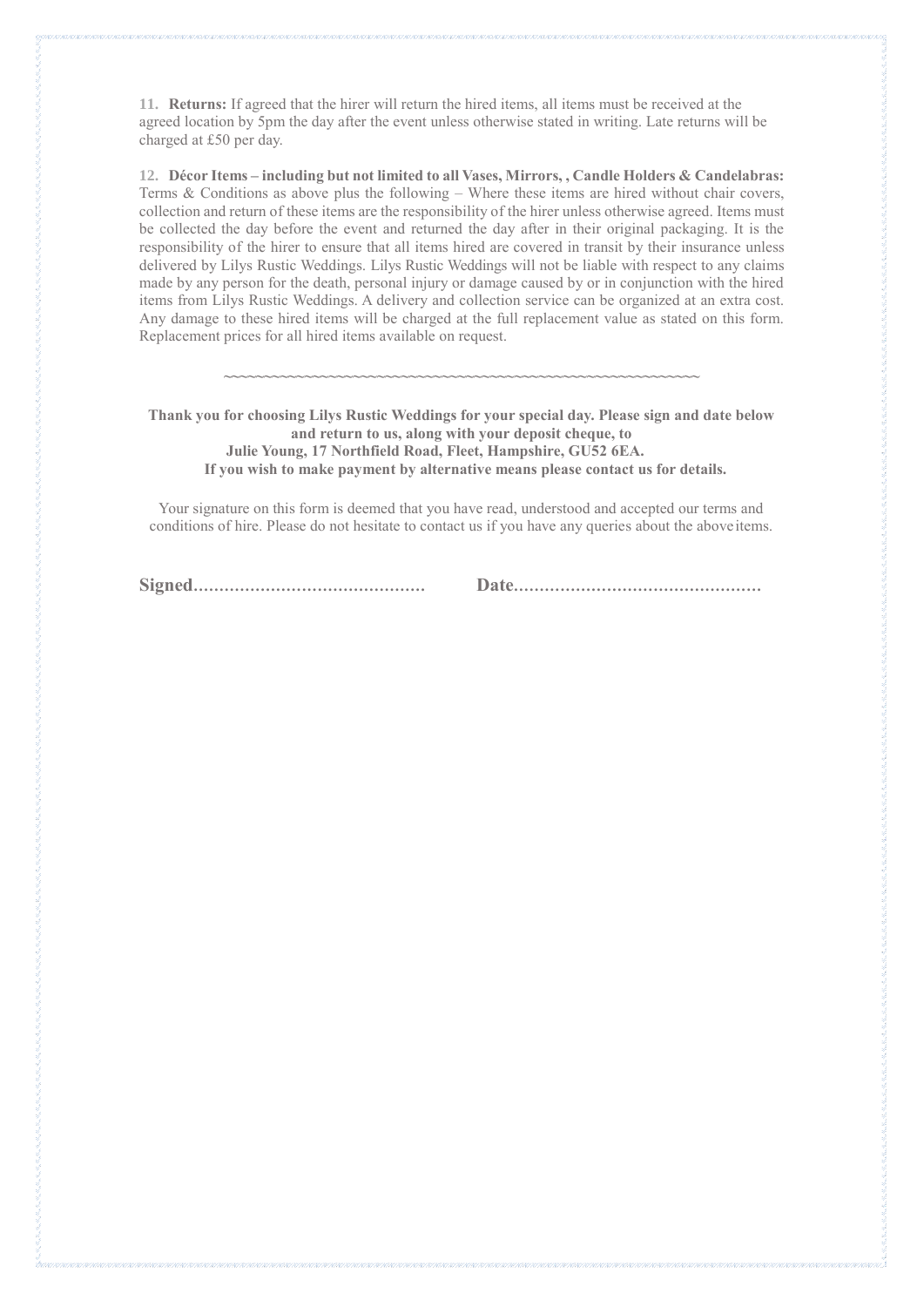11. **Returns:** If agreed that the hirer will return the hired items, all items must be received at the agreed location by 5pm the day after the event unless otherwise stated in writing. Late returns will be charged at £50 per day.

12. **Décor Items – including but not limited to all Vases, Mirrors, , Candle Holders & Candelabras:** Terms & Conditions as above plus the following – Where these items are hired without chair covers, collection and return of these items are the responsibility of the hirer unless otherwise agreed. Items must be collected the day before the event and returned the day after in their original packaging. It is the responsibility of the hirer to ensure that all items hired are covered in transit by their insurance unless delivered by Lilys Rustic Weddings. Lilys Rustic Weddings will not be liable with respect to any claims made by any person for the death, personal injury or damage caused by or in conjunction with the hired items from Lilys Rustic Weddings. A delivery and collection service can be organized at an extra cost. Any damage to these hired items will be charged at the full replacement value as stated on this form. Replacement prices for all hired items available on request.

~~~~~~~~~~~~~~~~~~~~~~~~~~~~~~~~~~~~~~~~~~~~~~~~~~~~~~~~~~~~

**Thank you for choosing Lilys Rustic Weddings for your special day. Please sign and date below and return to us, along with your deposit cheque, to**
**Julie Young, 17 Northfield Road, Fleet, Hampshire, GU52 6EA.**
**If you wish to make payment by alternative means please contact us for details.**

Your signature on this form is deemed that you have read, understood and accepted our terms and conditions of hire. Please do not hesitate to contact us if you have any queries about the above items.

**Signed……………………………………… Date…………………………………………**